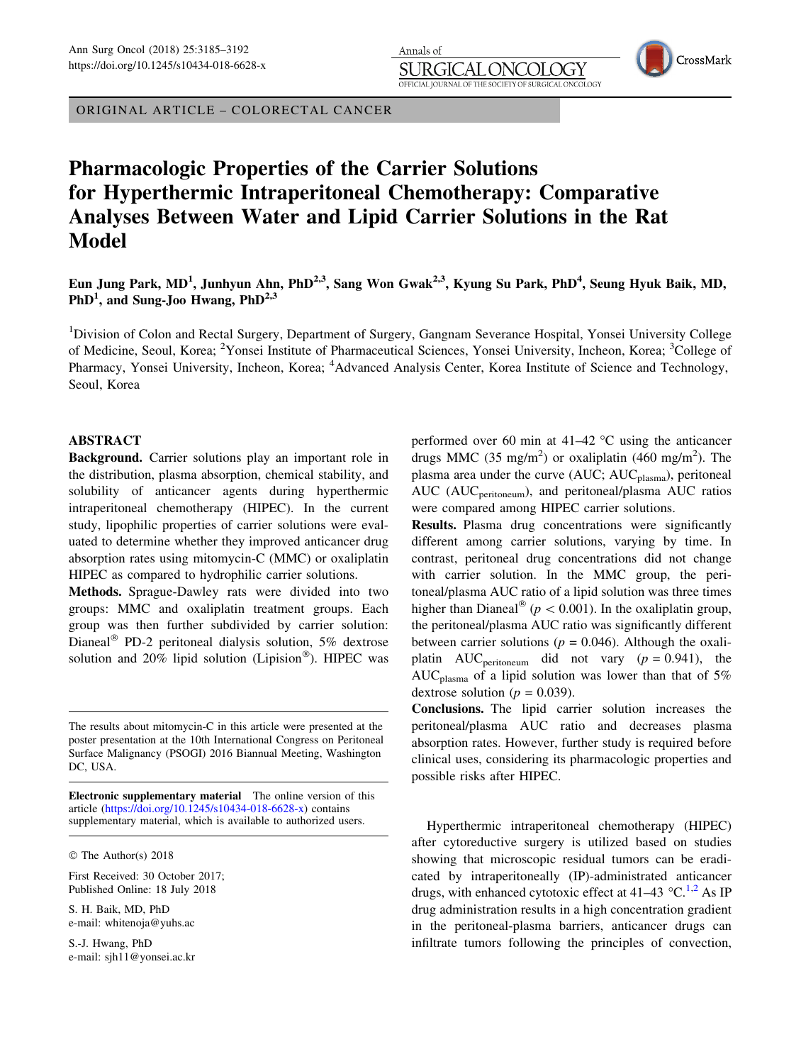ORIGINAL ARTICLE – COLORECTAL CANCER

# Pharmacologic Properties of the Carrier Solutions for Hyperthermic Intraperitoneal Chemotherapy: Comparative Analyses Between Water and Lipid Carrier Solutions in the Rat Model

**Eun Jung Park, MD[1], Junhyun Ahn, PhD[2,3], Sang Won Gwak[2,3], Kyung Su Park, PhD[4], Seung Hyuk Baik, MD, PhD[1], and Sung-Joo Hwang, PhD[2,3]**

[1]Division of Colon and Rectal Surgery, Department of Surgery, Gangnam Severance Hospital, Yonsei University College of Medicine, Seoul, Korea; [2]Yonsei Institute of Pharmaceutical Sciences, Yonsei University, Incheon, Korea; [3]College of Pharmacy, Yonsei University, Incheon, Korea; [4]Advanced Analysis Center, Korea Institute of Science and Technology, Seoul, Korea

## ABSTRACT

**Background.** Carrier solutions play an important role in the distribution, plasma absorption, chemical stability, and solubility of anticancer agents during hyperthermic intraperitoneal chemotherapy (HIPEC). In the current study, lipophilic properties of carrier solutions were evaluated to determine whether they improved anticancer drug absorption rates using mitomycin-C (MMC) or oxaliplatin HIPEC as compared to hydrophilic carrier solutions.

**Methods.** Sprague-Dawley rats were divided into two groups: MMC and oxaliplatin treatment groups. Each group was then further subdivided by carrier solution: Dianeal® PD-2 peritoneal dialysis solution, 5% dextrose solution and 20% lipid solution (Lipision®). HIPEC was performed over 60 min at 41–42 °C using the anticancer drugs MMC (35 mg/$m^2$) or oxaliplatin (460 mg/$m^2$). The plasma area under the curve (AUC; $AUC_{plasma}$), peritoneal AUC ($AUC_{peritoneum}$), and peritoneal/plasma AUC ratios were compared among HIPEC carrier solutions.

**Results.** Plasma drug concentrations were significantly different among carrier solutions, varying by time. In contrast, peritoneal drug concentrations did not change with carrier solution. In the MMC group, the peritoneal/plasma AUC ratio of a lipid solution was three times higher than Dianeal® ($p < 0.001$). In the oxaliplatin group, the peritoneal/plasma AUC ratio was significantly different between carrier solutions ($p = 0.046$). Although the oxaliplatin $AUC_{peritoneum}$ did not vary ($p = 0.941$), the $AUC_{plasma}$ of a lipid solution was lower than that of 5% dextrose solution ($p = 0.039$).

**Conclusions.** The lipid carrier solution increases the peritoneal/plasma AUC ratio and decreases plasma absorption rates. However, further study is required before clinical uses, considering its pharmacologic properties and possible risks after HIPEC.

The results about mitomycin-C in this article were presented at the poster presentation at the 10th International Congress on Peritoneal Surface Malignancy (PSOGI) 2016 Biannual Meeting, Washington DC, USA.

**Electronic supplementary material** The online version of this article (https://doi.org/10.1245/s10434-018-6628-x) contains supplementary material, which is available to authorized users.

© The Author(s) 2018

First Received: 30 October 2017;
Published Online: 18 July 2018

S. H. Baik, MD, PhD
e-mail: whitenoja@yuhs.ac

S.-J. Hwang, PhD
e-mail: sjh11@yonsei.ac.kr

Hyperthermic intraperitoneal chemotherapy (HIPEC) after cytoreductive surgery is utilized based on studies showing that microscopic residual tumors can be eradicated by intraperitoneally (IP)-administrated anticancer drugs, with enhanced cytotoxic effect at 41–43 °C.[1,2] As IP drug administration results in a high concentration gradient in the peritoneal-plasma barriers, anticancer drugs can infiltrate tumors following the principles of convection,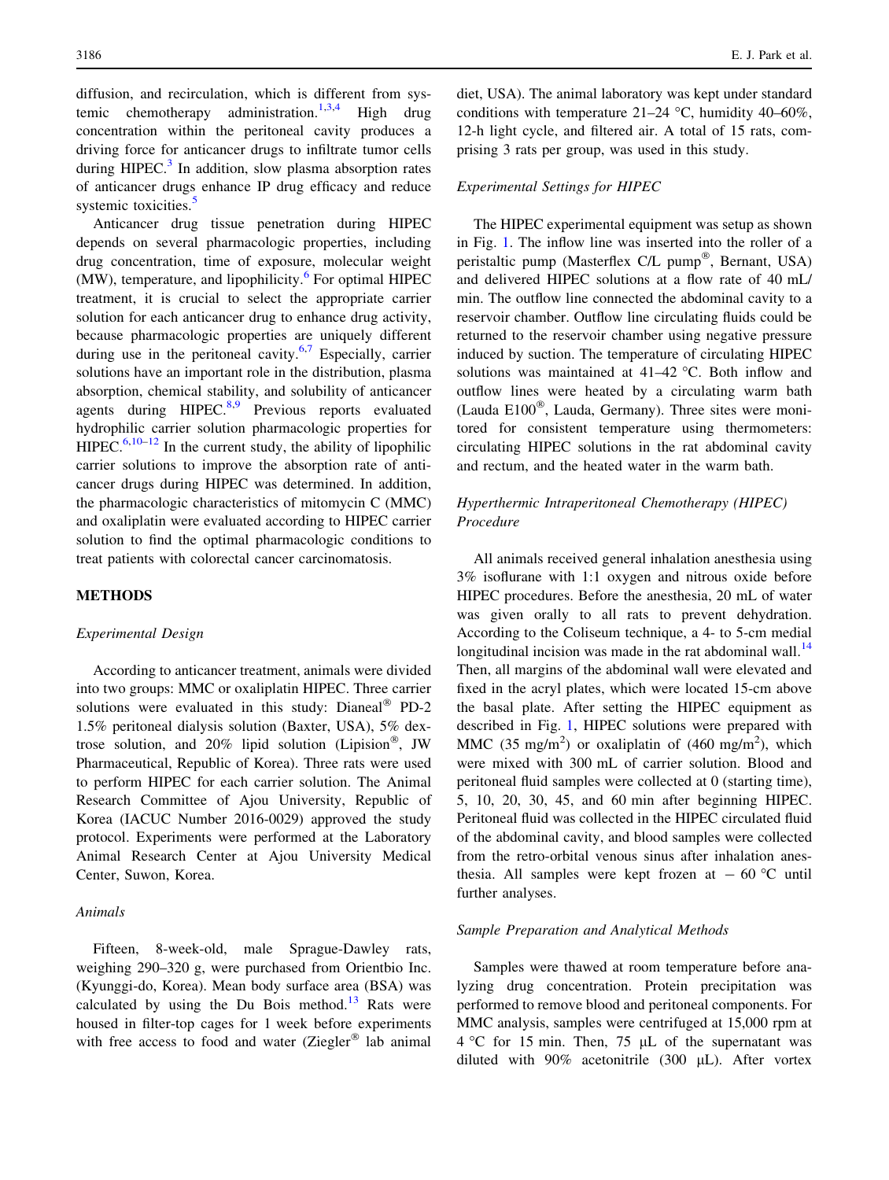diffusion, and recirculation, which is different from systemic chemotherapy administration.[1,3,4] High drug concentration within the peritoneal cavity produces a driving force for anticancer drugs to infiltrate tumor cells during HIPEC.[3] In addition, slow plasma absorption rates of anticancer drugs enhance IP drug efficacy and reduce systemic toxicities.[5]

Anticancer drug tissue penetration during HIPEC depends on several pharmacologic properties, including drug concentration, time of exposure, molecular weight (MW), temperature, and lipophilicity.[6] For optimal HIPEC treatment, it is crucial to select the appropriate carrier solution for each anticancer drug to enhance drug activity, because pharmacologic properties are uniquely different during use in the peritoneal cavity.[6,7] Especially, carrier solutions have an important role in the distribution, plasma absorption, chemical stability, and solubility of anticancer agents during HIPEC.[8,9] Previous reports evaluated hydrophilic carrier solution pharmacologic properties for HIPEC.[6,10–12] In the current study, the ability of lipophilic carrier solutions to improve the absorption rate of anticancer drugs during HIPEC was determined. In addition, the pharmacologic characteristics of mitomycin C (MMC) and oxaliplatin were evaluated according to HIPEC carrier solution to find the optimal pharmacologic conditions to treat patients with colorectal cancer carcinomatosis.

## METHODS

### *Experimental Design*

According to anticancer treatment, animals were divided into two groups: MMC or oxaliplatin HIPEC. Three carrier solutions were evaluated in this study: Dianeal® PD-2 1.5% peritoneal dialysis solution (Baxter, USA), 5% dextrose solution, and 20% lipid solution (Lipision®, JW Pharmaceutical, Republic of Korea). Three rats were used to perform HIPEC for each carrier solution. The Animal Research Committee of Ajou University, Republic of Korea (IACUC Number 2016-0029) approved the study protocol. Experiments were performed at the Laboratory Animal Research Center at Ajou University Medical Center, Suwon, Korea.

### *Animals*

Fifteen, 8-week-old, male Sprague-Dawley rats, weighing 290–320 g, were purchased from Orientbio Inc. (Kyunggi-do, Korea). Mean body surface area (BSA) was calculated by using the Du Bois method.[13] Rats were housed in filter-top cages for 1 week before experiments with free access to food and water (Ziegler® lab animal diet, USA). The animal laboratory was kept under standard conditions with temperature 21–24 °C, humidity 40–60%, 12-h light cycle, and filtered air. A total of 15 rats, comprising 3 rats per group, was used in this study.

### *Experimental Settings for HIPEC*

The HIPEC experimental equipment was setup as shown in Fig. 1. The inflow line was inserted into the roller of a peristaltic pump (Masterflex C/L pump®, Bernant, USA) and delivered HIPEC solutions at a flow rate of 40 mL/min. The outflow line connected the abdominal cavity to a reservoir chamber. Outflow line circulating fluids could be returned to the reservoir chamber using negative pressure induced by suction. The temperature of circulating HIPEC solutions was maintained at 41–42 °C. Both inflow and outflow lines were heated by a circulating warm bath (Lauda E100®, Lauda, Germany). Three sites were monitored for consistent temperature using thermometers: circulating HIPEC solutions in the rat abdominal cavity and rectum, and the heated water in the warm bath.

### *Hyperthermic Intraperitoneal Chemotherapy (HIPEC) Procedure*

All animals received general inhalation anesthesia using 3% isoflurane with 1:1 oxygen and nitrous oxide before HIPEC procedures. Before the anesthesia, 20 mL of water was given orally to all rats to prevent dehydration. According to the Coliseum technique, a 4- to 5-cm medial longitudinal incision was made in the rat abdominal wall.[14] Then, all margins of the abdominal wall were elevated and fixed in the acryl plates, which were located 15-cm above the basal plate. After setting the HIPEC equipment as described in Fig. 1, HIPEC solutions were prepared with MMC (35 mg/m$^2$) or oxaliplatin of (460 mg/m$^2$), which were mixed with 300 mL of carrier solution. Blood and peritoneal fluid samples were collected at 0 (starting time), 5, 10, 20, 30, 45, and 60 min after beginning HIPEC. Peritoneal fluid was collected in the HIPEC circulated fluid of the abdominal cavity, and blood samples were collected from the retro-orbital venous sinus after inhalation anesthesia. All samples were kept frozen at − 60 °C until further analyses.

### *Sample Preparation and Analytical Methods*

Samples were thawed at room temperature before analyzing drug concentration. Protein precipitation was performed to remove blood and peritoneal components. For MMC analysis, samples were centrifuged at 15,000 rpm at 4 °C for 15 min. Then, 75 μL of the supernatant was diluted with 90% acetonitrile (300 μL). After vortex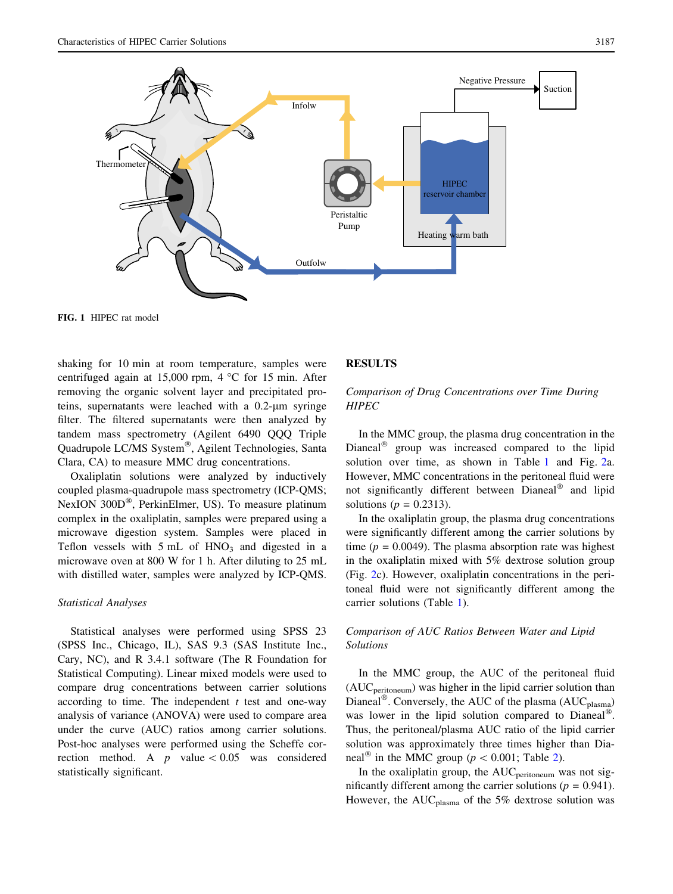FIG. 1 HIPEC rat model

shaking for 10 min at room temperature, samples were centrifuged again at 15,000 rpm, 4 °C for 15 min. After removing the organic solvent layer and precipitated proteins, supernatants were leached with a 0.2-μm syringe filter. The filtered supernatants were then analyzed by tandem mass spectrometry (Agilent 6490 QQQ Triple Quadrupole LC/MS System®, Agilent Technologies, Santa Clara, CA) to measure MMC drug concentrations.

Oxaliplatin solutions were analyzed by inductively coupled plasma-quadrupole mass spectrometry (ICP-QMS; NexION 300D®, PerkinElmer, US). To measure platinum complex in the oxaliplatin, samples were prepared using a microwave digestion system. Samples were placed in Teflon vessels with 5 mL of $HNO_3$ and digested in a microwave oven at 800 W for 1 h. After diluting to 25 mL with distilled water, samples were analyzed by ICP-QMS.

### *Statistical Analyses*

Statistical analyses were performed using SPSS 23 (SPSS Inc., Chicago, IL), SAS 9.3 (SAS Institute Inc., Cary, NC), and R 3.4.1 software (The R Foundation for Statistical Computing). Linear mixed models were used to compare drug concentrations between carrier solutions according to time. The independent *t* test and one-way analysis of variance (ANOVA) were used to compare area under the curve (AUC) ratios among carrier solutions. Post-hoc analyses were performed using the Scheffe correction method. A *p* value $< 0.05$ was considered statistically significant.

## RESULTS

### *Comparison of Drug Concentrations over Time During HIPEC*

In the MMC group, the plasma drug concentration in the Dianeal® group was increased compared to the lipid solution over time, as shown in Table 1 and Fig. 2a. However, MMC concentrations in the peritoneal fluid were not significantly different between Dianeal® and lipid solutions ($p = 0.2313$).

In the oxaliplatin group, the plasma drug concentrations were significantly different among the carrier solutions by time ($p = 0.0049$). The plasma absorption rate was highest in the oxaliplatin mixed with 5% dextrose solution group (Fig. 2c). However, oxaliplatin concentrations in the peritoneal fluid were not significantly different among the carrier solutions (Table 1).

### *Comparison of AUC Ratios Between Water and Lipid Solutions*

In the MMC group, the AUC of the peritoneal fluid ($AUC_{peritoneum}$) was higher in the lipid carrier solution than Dianeal®. Conversely, the AUC of the plasma ($AUC_{plasma}$) was lower in the lipid solution compared to Dianeal®. Thus, the peritoneal/plasma AUC ratio of the lipid carrier solution was approximately three times higher than Dianeal® in the MMC group ($p < 0.001$; Table 2).

In the oxaliplatin group, the $AUC_{peritoneum}$ was not significantly different among the carrier solutions ($p = 0.941$). However, the $AUC_{plasma}$ of the 5% dextrose solution was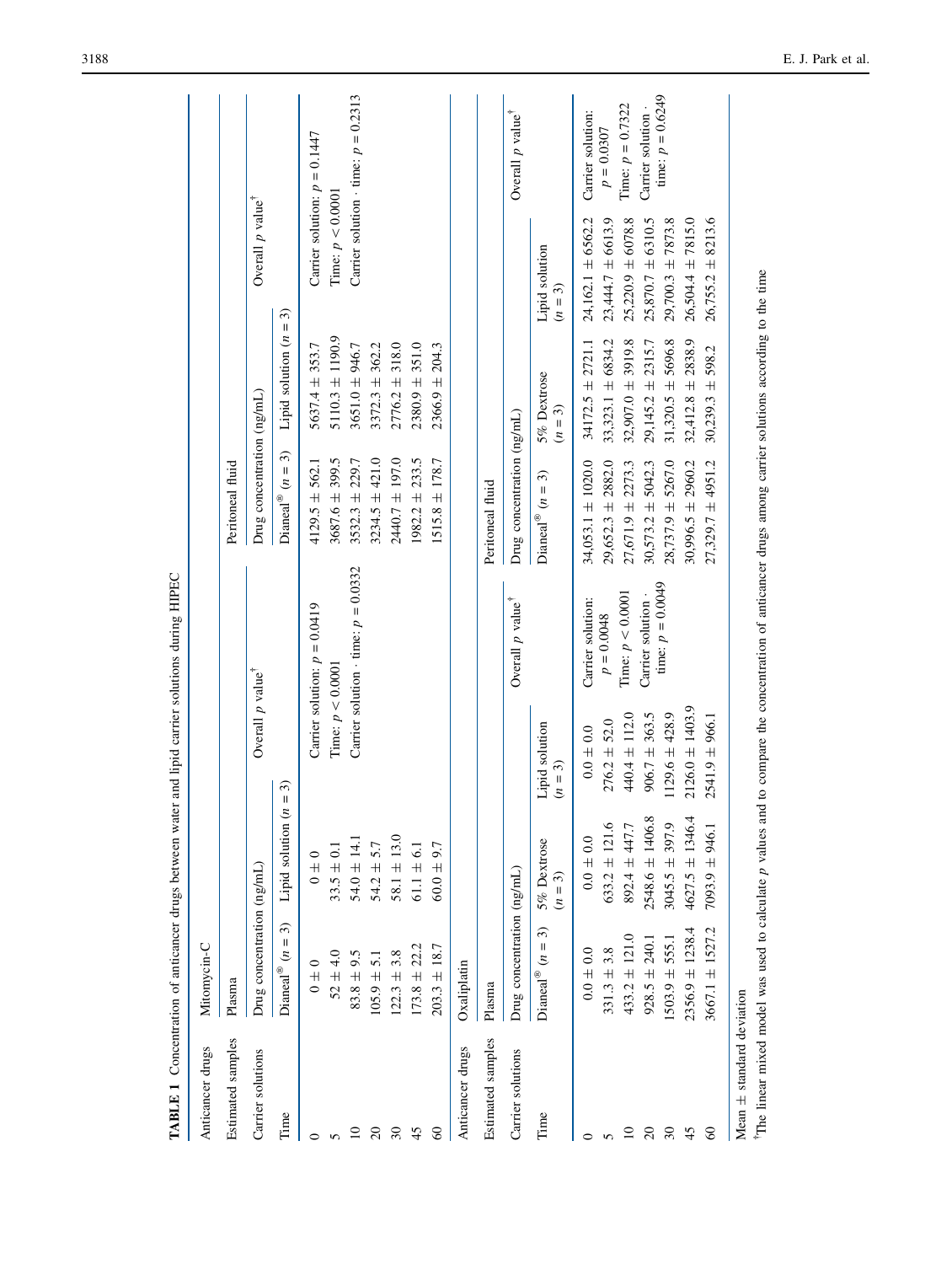**TABLE 1** Concentration of anticancer drugs between water and lipid carrier solutions during HIPEC

| Anticancer drugs | Mitomycin-C | | | | | | |
|---|---|---|---|---|---|---|---|
| Estimated samples | Plasma | | | Peritoneal fluid | | | |
| Carrier solutions | Drug concentration (ng/mL) | | Overall $p$ value[†] | Drug concentration (ng/mL) | | Overall $p$ value[†] | |
| Time | Dianeal® ($n = 3$) | Lipid solution ($n = 3$) | | Dianeal® ($n = 3$) | Lipid solution ($n = 3$) | | |
| 0 | 0 ± 0 | 0 ± 0 | Carrier solution: $p = 0.0419$ | 4129.5 ± 562.1 | 5637.4 ± 353.7 | Carrier solution: $p = 0.1447$ | |
| 5 | 52 ± 4.0 | 33.5 ± 0.1 | Time: $p < 0.0001$ | 3687.6 ± 399.5 | 5110.3 ± 1190.9 | Time: $p < 0.0001$ | |
| 10 | 83.8 ± 9.5 | 54.0 ± 14.1 | Carrier solution · time: $p = 0.0332$ | 3532.3 ± 229.7 | 3651.0 ± 946.7 | Carrier solution · time: $p = 0.2313$ | |
| 20 | 105.9 ± 5.1 | 54.2 ± 5.7 | | 3234.5 ± 421.0 | 3372.3 ± 362.2 | | |
| 30 | 122.3 ± 3.8 | 58.1 ± 13.0 | | 2440.7 ± 197.0 | 2776.2 ± 318.0 | | |
| 45 | 173.8 ± 22.2 | 61.1 ± 6.1 | | 1982.2 ± 233.5 | 2380.9 ± 351.0 | | |
| 60 | 203.3 ± 18.7 | 60.0 ± 9.7 | | 1515.8 ± 178.7 | 2366.9 ± 204.3 | | |

| Anticancer drugs | Oxaliplatin | | | | | | | |
|---|---|---|---|---|---|---|---|---|
| Estimated samples | Plasma | | | | Peritoneal fluid | | | |
| Carrier solutions | Drug concentration (ng/mL) | | | Overall $p$ value[†] | Drug concentration (ng/mL) | | | Overall $p$ value[†] |
| Time | Dianeal® ($n = 3$) | 5% Dextrose ($n = 3$) | Lipid solution ($n = 3$) | | Dianeal® ($n = 3$) | 5% Dextrose ($n = 3$) | Lipid solution ($n = 3$) | |
| 0 | 0.0 ± 0.0 | 0.0 ± 0.0 | 0.0 ± 0.0 | Carrier solution: $p = 0.0048$ | 34,053.1 ± 1020.0 | 34172.5 ± 2721.1 | 24,162.1 ± 6562.2 | Carrier solution: $p = 0.0307$ |
| 5 | 331.3 ± 3.8 | 633.2 ± 121.6 | 276.2 ± 52.0 | Time: $p < 0.0001$ | 29,652.3 ± 2882.0 | 33,323.1 ± 6834.2 | 23,444.7 ± 6613.9 | Time: $p = 0.7322$ |
| 10 | 433.2 ± 121.0 | 892.4 ± 447.7 | 440.4 ± 112.0 | Carrier solution · time: $p = 0.0049$ | 27,671.9 ± 2273.3 | 32,907.0 ± 3919.8 | 25,220.9 ± 6078.8 | Carrier solution · time: $p = 0.6249$ |
| 20 | 928.5 ± 240.1 | 2548.6 ± 1406.8 | 906.7 ± 363.5 | | 30,573.2 ± 5042.3 | 29,145.2 ± 2315.7 | 25,870.7 ± 6310.5 | |
| 30 | 1503.9 ± 555.1 | 3045.5 ± 397.9 | 1129.6 ± 428.9 | | 28,737.9 ± 5267.0 | 31,320.5 ± 5696.8 | 29,700.3 ± 7873.8 | |
| 45 | 2356.9 ± 1238.4 | 4627.5 ± 1346.4 | 2126.0 ± 1403.9 | | 30,996.5 ± 2960.2 | 32,412.8 ± 2838.9 | 26,504.4 ± 7815.0 | |
| 60 | 3667.1 ± 1527.2 | 7093.9 ± 946.1 | 2541.9 ± 966.1 | | 27,329.7 ± 4951.2 | 30,239.3 ± 598.2 | 26,755.2 ± 8213.6 | |

Mean ± standard deviation

[†]The linear mixed model was used to calculate $p$ values and to compare the concentration of anticancer drugs among carrier solutions according to the time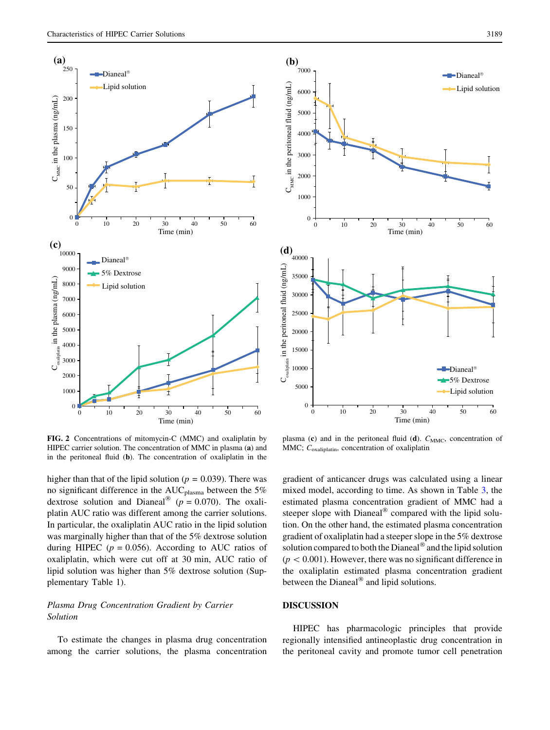FIG. 2 Concentrations of mitomycin-C (MMC) and oxaliplatin by HIPEC carrier solution. The concentration of MMC in plasma (**a**) and in the peritoneal fluid (**b**). The concentration of oxaliplatin in the plasma (**c**) and in the peritoneal fluid (**d**). $C_{MMC}$, concentration of MMC; $C_{oxaliplatin}$, concentration of oxaliplatin

higher than that of the lipid solution ($p = 0.039$). There was no significant difference in the $AUC_{plasma}$ between the 5% dextrose solution and Dianeal® ($p = 0.070$). The oxaliplatin AUC ratio was different among the carrier solutions. In particular, the oxaliplatin AUC ratio in the lipid solution was marginally higher than that of the 5% dextrose solution during HIPEC ($p = 0.056$). According to AUC ratios of oxaliplatin, which were cut off at 30 min, AUC ratio of lipid solution was higher than 5% dextrose solution (Supplementary Table 1).

### *Plasma Drug Concentration Gradient by Carrier Solution*

To estimate the changes in plasma drug concentration among the carrier solutions, the plasma concentration gradient of anticancer drugs was calculated using a linear mixed model, according to time. As shown in Table 3, the estimated plasma concentration gradient of MMC had a steeper slope with Dianeal® compared with the lipid solution. On the other hand, the estimated plasma concentration gradient of oxaliplatin had a steeper slope in the 5% dextrose solution compared to both the Dianeal® and the lipid solution ($p < 0.001$). However, there was no significant difference in the oxaliplatin estimated plasma concentration gradient between the Dianeal® and lipid solutions.

## DISCUSSION

HIPEC has pharmacologic principles that provide regionally intensified antineoplastic drug concentration in the peritoneal cavity and promote tumor cell penetration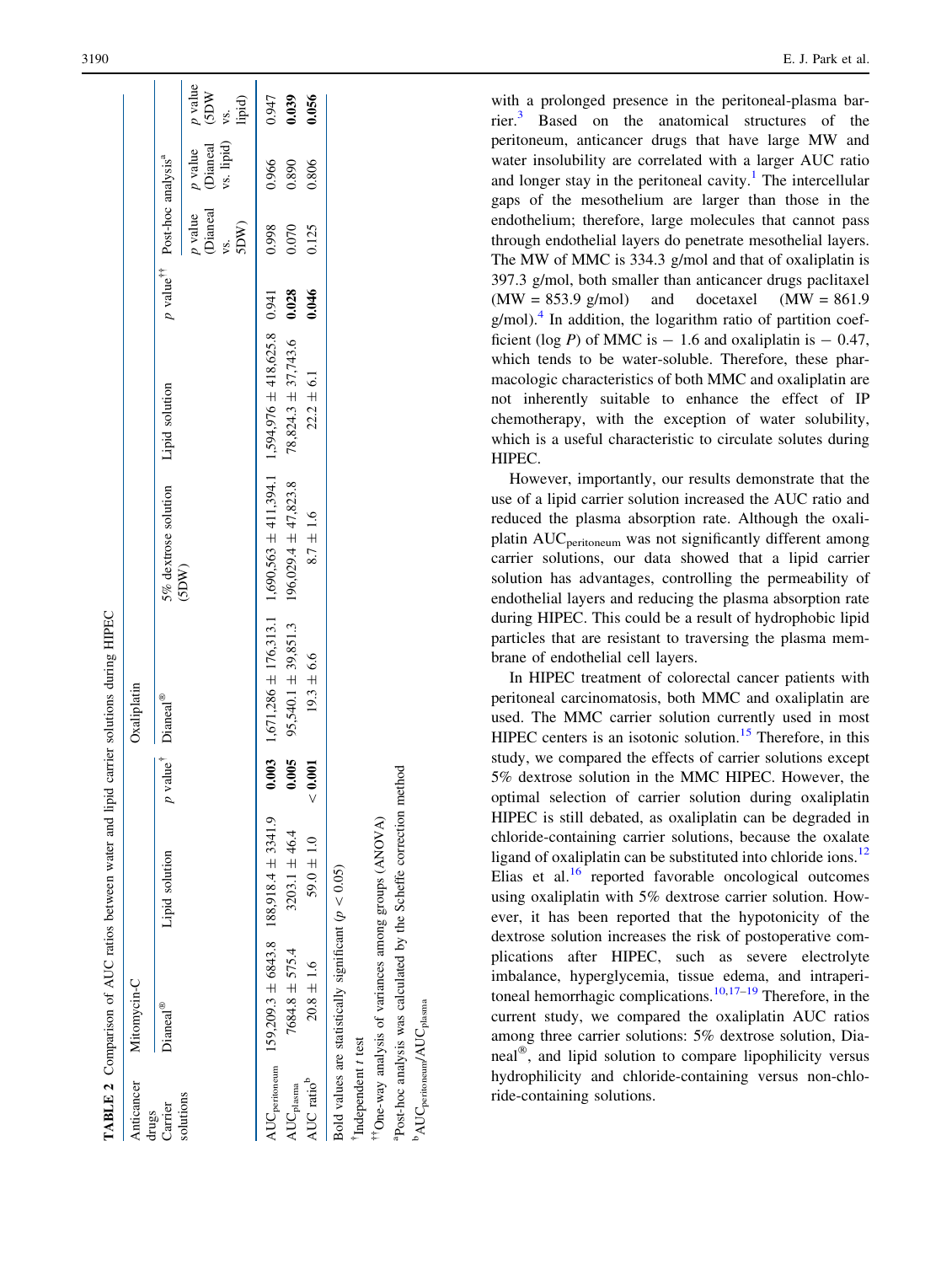**TABLE 2** Comparison of AUC ratios between water and lipid carrier solutions during HIPEC

| Anticancer drugs | Mitomycin-C | | | Oxaliplatin | | | | | | |
|---|---|---|---|---|---|---|---|---|---|---|
| Carrier solutions | Dianeal® | Lipid solution | p value[†] | Dianeal® | 5% dextrose solution (5DW) | Lipid solution | p value[††] | Post-hoc analysis[a] | | |
| | | | | | | | | p value (Dianeal vs. 5DW) | p value (Dianeal vs. lipid) | p value (5DW vs. lipid) |
| $AUC_{peritoneum}$ | 159,209.3 ± 6843.8 | 188,918.4 ± 3341.9 | **0.003** | 1,671,286 ± 176,313.1 | 1,690,563 ± 411,394.1 | 1,594,976 ± 418,625.8 | 0.941 | 0.998 | 0.966 | 0.947 |
| $AUC_{plasma}$ | 7684.8 ± 575.4 | 3203.1 ± 46.4 | **0.005** | 95,540.1 ± 39,851.3 | 196,029.4 ± 47,823.8 | 78,824.3 ± 37,743.6 | **0.028** | 0.070 | 0.890 | **0.039** |
| AUC ratio[b] | 20.8 ± 1.6 | 59.0 ± 1.0 | **< 0.001** | 19.3 ± 6.6 | 8.7 ± 1.6 | 22.2 ± 6.1 | **0.046** | 0.125 | 0.806 | 0.056 |

Bold values are statistically significant ($p < 0.05$)

[†]Independent t test

[††]One-way analysis of variances among groups (ANOVA)

[a]Post-hoc analysis was calculated by the Scheffe correction method

[b]$AUC_{peritoneum}/AUC_{plasma}$

with a prolonged presence in the peritoneal-plasma barrier.[3] Based on the anatomical structures of the peritoneum, anticancer drugs that have large MW and water insolubility are correlated with a larger AUC ratio and longer stay in the peritoneal cavity.[1] The intercellular gaps of the mesothelium are larger than those in the endothelium; therefore, large molecules that cannot pass through endothelial layers do penetrate mesothelial layers. The MW of MMC is 334.3 g/mol and that of oxaliplatin is 397.3 g/mol, both smaller than anticancer drugs paclitaxel (MW = 853.9 g/mol) and docetaxel (MW = 861.9 g/mol).[4] In addition, the logarithm ratio of partition coefficient (log *P*) of MMC is − 1.6 and oxaliplatin is − 0.47, which tends to be water-soluble. Therefore, these pharmacologic characteristics of both MMC and oxaliplatin are not inherently suitable to enhance the effect of IP chemotherapy, with the exception of water solubility, which is a useful characteristic to circulate solutes during HIPEC.

However, importantly, our results demonstrate that the use of a lipid carrier solution increased the AUC ratio and reduced the plasma absorption rate. Although the oxaliplatin $AUC_{peritoneum}$ was not significantly different among carrier solutions, our data showed that a lipid carrier solution has advantages, controlling the permeability of endothelial layers and reducing the plasma absorption rate during HIPEC. This could be a result of hydrophobic lipid particles that are resistant to traversing the plasma membrane of endothelial cell layers.

In HIPEC treatment of colorectal cancer patients with peritoneal carcinomatosis, both MMC and oxaliplatin are used. The MMC carrier solution currently used in most HIPEC centers is an isotonic solution.[15] Therefore, in this study, we compared the effects of carrier solutions except 5% dextrose solution in the MMC HIPEC. However, the optimal selection of carrier solution during oxaliplatin HIPEC is still debated, as oxaliplatin can be degraded in chloride-containing carrier solutions, because the oxalate ligand of oxaliplatin can be substituted into chloride ions.[12] Elias et al.[16] reported favorable oncological outcomes using oxaliplatin with 5% dextrose carrier solution. However, it has been reported that the hypotonicity of the dextrose solution increases the risk of postoperative complications after HIPEC, such as severe electrolyte imbalance, hyperglycemia, tissue edema, and intraperitoneal hemorrhagic complications.[10,17–19] Therefore, in the current study, we compared the oxaliplatin AUC ratios among three carrier solutions: 5% dextrose solution, Dianeal®, and lipid solution to compare lipophilicity versus hydrophilicity and chloride-containing versus non-chloride-containing solutions.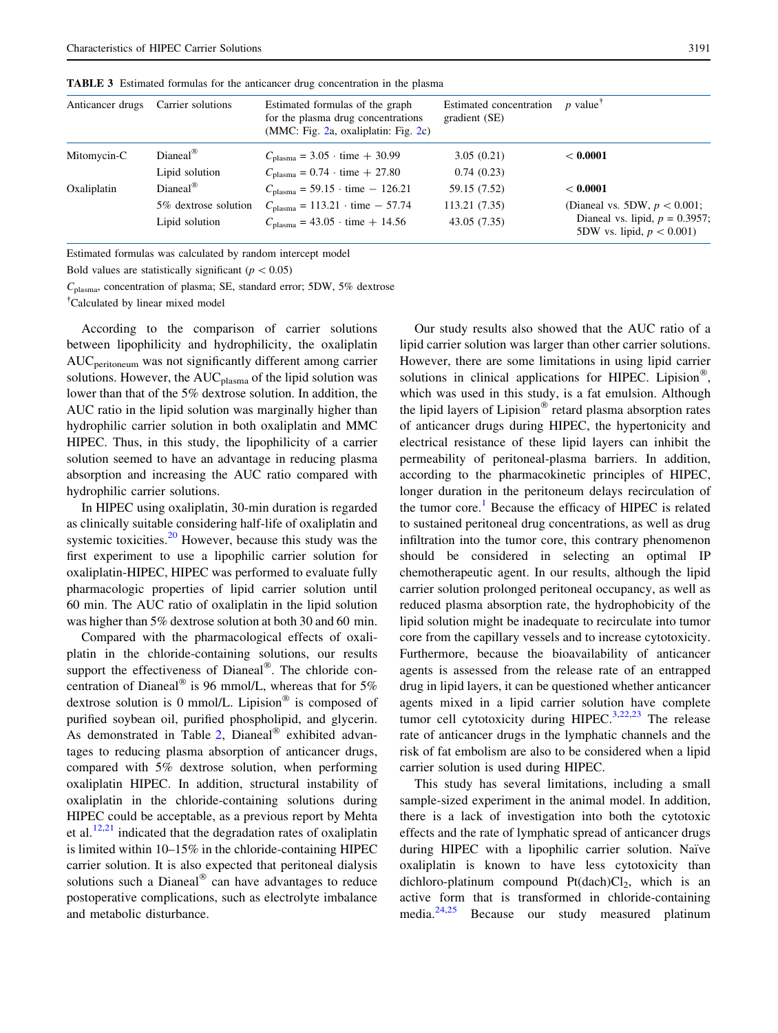**TABLE 3** Estimated formulas for the anticancer drug concentration in the plasma

| Anticancer drugs | Carrier solutions | Estimated formulas of the graph for the plasma drug concentrations (MMC: Fig. 2a, oxaliplatin: Fig. 2c) | Estimated concentration gradient (SE) | p value[†] |
|---|---|---|---|---|
| Mitomycin-C | Dianeal® | $C_{plasma} = 3.05 \cdot time + 30.99$ | 3.05 (0.21) | **< 0.0001** |
| | Lipid solution | $C_{plasma} = 0.74 \cdot time + 27.80$ | 0.74 (0.23) | |
| Oxaliplatin | Dianeal® | $C_{plasma} = 59.15 \cdot time - 126.21$ | 59.15 (7.52) | **< 0.0001** |
| | 5% dextrose solution | $C_{plasma} = 113.21 \cdot time - 57.74$ | 113.21 (7.35) | (Dianeal vs. 5DW, $p < 0.001$; Dianeal vs. lipid, $p = 0.3957$; 5DW vs. lipid, $p < 0.001$) |
| | Lipid solution | $C_{plasma} = 43.05 \cdot time + 14.56$ | 43.05 (7.35) | |

Estimated formulas was calculated by random intercept model

Bold values are statistically significant ($p < 0.05$)

$C_{plasma}$, concentration of plasma; SE, standard error; 5DW, 5% dextrose

[†]Calculated by linear mixed model

According to the comparison of carrier solutions between lipophilicity and hydrophilicity, the oxaliplatin $AUC_{peritoneum}$ was not significantly different among carrier solutions. However, the $AUC_{plasma}$ of the lipid solution was lower than that of the 5% dextrose solution. In addition, the AUC ratio in the lipid solution was marginally higher than hydrophilic carrier solution in both oxaliplatin and MMC HIPEC. Thus, in this study, the lipophilicity of a carrier solution seemed to have an advantage in reducing plasma absorption and increasing the AUC ratio compared with hydrophilic carrier solutions.

In HIPEC using oxaliplatin, 30-min duration is regarded as clinically suitable considering half-life of oxaliplatin and systemic toxicities.[20] However, because this study was the first experiment to use a lipophilic carrier solution for oxaliplatin-HIPEC, HIPEC was performed to evaluate fully pharmacologic properties of lipid carrier solution until 60 min. The AUC ratio of oxaliplatin in the lipid solution was higher than 5% dextrose solution at both 30 and 60 min.

Compared with the pharmacological effects of oxaliplatin in the chloride-containing solutions, our results support the effectiveness of Dianeal®. The chloride concentration of Dianeal® is 96 mmol/L, whereas that for 5% dextrose solution is 0 mmol/L. Lipision® is composed of purified soybean oil, purified phospholipid, and glycerin. As demonstrated in Table 2, Dianeal® exhibited advantages to reducing plasma absorption of anticancer drugs, compared with 5% dextrose solution, when performing oxaliplatin HIPEC. In addition, structural instability of oxaliplatin in the chloride-containing solutions during HIPEC could be acceptable, as a previous report by Mehta et al.[12,21] indicated that the degradation rates of oxaliplatin is limited within 10–15% in the chloride-containing HIPEC carrier solution. It is also expected that peritoneal dialysis solutions such a Dianeal® can have advantages to reduce postoperative complications, such as electrolyte imbalance and metabolic disturbance.

Our study results also showed that the AUC ratio of a lipid carrier solution was larger than other carrier solutions. However, there are some limitations in using lipid carrier solutions in clinical applications for HIPEC. Lipision®, which was used in this study, is a fat emulsion. Although the lipid layers of Lipision® retard plasma absorption rates of anticancer drugs during HIPEC, the hypertonicity and electrical resistance of these lipid layers can inhibit the permeability of peritoneal-plasma barriers. In addition, according to the pharmacokinetic principles of HIPEC, longer duration in the peritoneum delays recirculation of the tumor core.[1] Because the efficacy of HIPEC is related to sustained peritoneal drug concentrations, as well as drug infiltration into the tumor core, this contrary phenomenon should be considered in selecting an optimal IP chemotherapeutic agent. In our results, although the lipid carrier solution prolonged peritoneal occupancy, as well as reduced plasma absorption rate, the hydrophobicity of the lipid solution might be inadequate to recirculate into tumor core from the capillary vessels and to increase cytotoxicity. Furthermore, because the bioavailability of anticancer agents is assessed from the release rate of an entrapped drug in lipid layers, it can be questioned whether anticancer agents mixed in a lipid carrier solution have complete tumor cell cytotoxicity during HIPEC.[3,22,23] The release rate of anticancer drugs in the lymphatic channels and the risk of fat embolism are also to be considered when a lipid carrier solution is used during HIPEC.

This study has several limitations, including a small sample-sized experiment in the animal model. In addition, there is a lack of investigation into both the cytotoxic effects and the rate of lymphatic spread of anticancer drugs during HIPEC with a lipophilic carrier solution. Naïve oxaliplatin is known to have less cytotoxicity than dichloro-platinum compound $Pt(dach)Cl_2$, which is an active form that is transformed in chloride-containing media.[24,25] Because our study measured platinum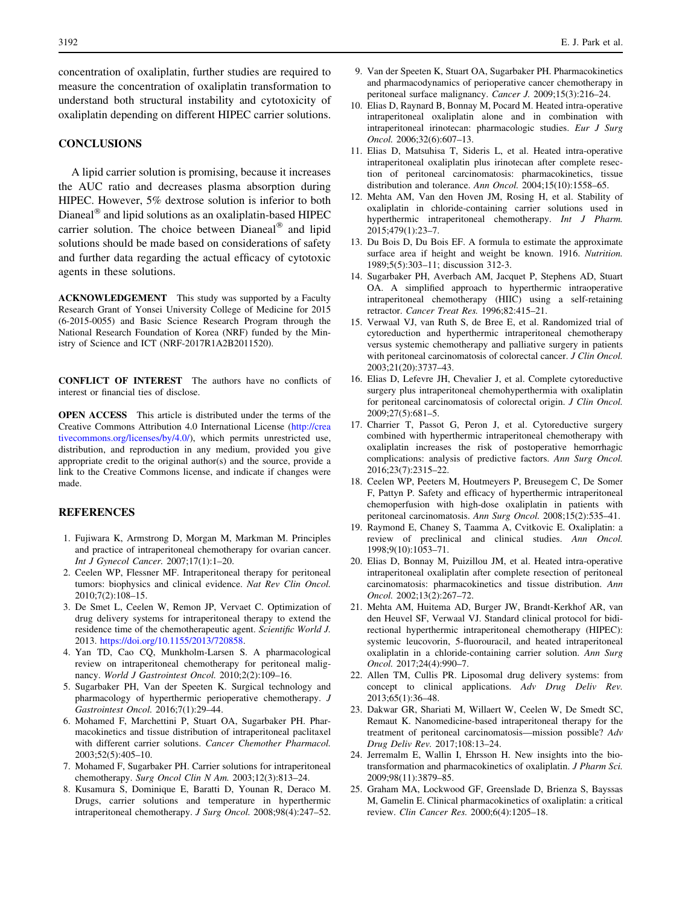concentration of oxaliplatin, further studies are required to measure the concentration of oxaliplatin transformation to understand both structural instability and cytotoxicity of oxaliplatin depending on different HIPEC carrier solutions.

## CONCLUSIONS

A lipid carrier solution is promising, because it increases the AUC ratio and decreases plasma absorption during HIPEC. However, 5% dextrose solution is inferior to both Dianeal® and lipid solutions as an oxaliplatin-based HIPEC carrier solution. The choice between Dianeal® and lipid solutions should be made based on considerations of safety and further data regarding the actual efficacy of cytotoxic agents in these solutions.

**ACKNOWLEDGEMENT** This study was supported by a Faculty Research Grant of Yonsei University College of Medicine for 2015 (6-2015-0055) and Basic Science Research Program through the National Research Foundation of Korea (NRF) funded by the Ministry of Science and ICT (NRF-2017R1A2B2011520).

**CONFLICT OF INTEREST** The authors have no conflicts of interest or financial ties of disclose.

**OPEN ACCESS** This article is distributed under the terms of the Creative Commons Attribution 4.0 International License (http://creativecommons.org/licenses/by/4.0/), which permits unrestricted use, distribution, and reproduction in any medium, provided you give appropriate credit to the original author(s) and the source, provide a link to the Creative Commons license, and indicate if changes were made.

## REFERENCES

1. Fujiwara K, Armstrong D, Morgan M, Markman M. Principles and practice of intraperitoneal chemotherapy for ovarian cancer. *Int J Gynecol Cancer.* 2007;17(1):1–20.
2. Ceelen WP, Flessner MF. Intraperitoneal therapy for peritoneal tumors: biophysics and clinical evidence. *Nat Rev Clin Oncol.* 2010;7(2):108–15.
3. De Smet L, Ceelen W, Remon JP, Vervaet C. Optimization of drug delivery systems for intraperitoneal therapy to extend the residence time of the chemotherapeutic agent. *Scientific World J.* 2013. https://doi.org/10.1155/2013/720858.
4. Yan TD, Cao CQ, Munkholm-Larsen S. A pharmacological review on intraperitoneal chemotherapy for peritoneal malignancy. *World J Gastrointest Oncol.* 2010;2(2):109–16.
5. Sugarbaker PH, Van der Speeten K. Surgical technology and pharmacology of hyperthermic perioperative chemotherapy. *J Gastrointest Oncol.* 2016;7(1):29–44.
6. Mohamed F, Marchettini P, Stuart OA, Sugarbaker PH. Pharmacokinetics and tissue distribution of intraperitoneal paclitaxel with different carrier solutions. *Cancer Chemother Pharmacol.* 2003;52(5):405–10.
7. Mohamed F, Sugarbaker PH. Carrier solutions for intraperitoneal chemotherapy. *Surg Oncol Clin N Am.* 2003;12(3):813–24.
8. Kusamura S, Dominique E, Baratti D, Younan R, Deraco M. Drugs, carrier solutions and temperature in hyperthermic intraperitoneal chemotherapy. *J Surg Oncol.* 2008;98(4):247–52.
9. Van der Speeten K, Stuart OA, Sugarbaker PH. Pharmacokinetics and pharmacodynamics of perioperative cancer chemotherapy in peritoneal surface malignancy. *Cancer J.* 2009;15(3):216–24.
10. Elias D, Raynard B, Bonnay M, Pocard M. Heated intra-operative intraperitoneal oxaliplatin alone and in combination with intraperitoneal irinotecan: pharmacologic studies. *Eur J Surg Oncol.* 2006;32(6):607–13.
11. Elias D, Matsuhisa T, Sideris L, et al. Heated intra-operative intraperitoneal oxaliplatin plus irinotecan after complete resection of peritoneal carcinomatosis: pharmacokinetics, tissue distribution and tolerance. *Ann Oncol.* 2004;15(10):1558–65.
12. Mehta AM, Van den Hoven JM, Rosing H, et al. Stability of oxaliplatin in chloride-containing carrier solutions used in hyperthermic intraperitoneal chemotherapy. *Int J Pharm.* 2015;479(1):23–7.
13. Du Bois D, Du Bois EF. A formula to estimate the approximate surface area if height and weight be known. 1916. *Nutrition.* 1989;5(5):303–11; discussion 312-3.
14. Sugarbaker PH, Averbach AM, Jacquet P, Stephens AD, Stuart OA. A simplified approach to hyperthermic intraoperative intraperitoneal chemotherapy (HIIC) using a self-retaining retractor. *Cancer Treat Res.* 1996;82:415–21.
15. Verwaal VJ, van Ruth S, de Bree E, et al. Randomized trial of cytoreduction and hyperthermic intraperitoneal chemotherapy versus systemic chemotherapy and palliative surgery in patients with peritoneal carcinomatosis of colorectal cancer. *J Clin Oncol.* 2003;21(20):3737–43.
16. Elias D, Lefevre JH, Chevalier J, et al. Complete cytoreductive surgery plus intraperitoneal chemohyperthermia with oxaliplatin for peritoneal carcinomatosis of colorectal origin. *J Clin Oncol.* 2009;27(5):681–5.
17. Charrier T, Passot G, Peron J, et al. Cytoreductive surgery combined with hyperthermic intraperitoneal chemotherapy with oxaliplatin increases the risk of postoperative hemorrhagic complications: analysis of predictive factors. *Ann Surg Oncol.* 2016;23(7):2315–22.
18. Ceelen WP, Peeters M, Houtmeyers P, Breusegem C, De Somer F, Pattyn P. Safety and efficacy of hyperthermic intraperitoneal chemoperfusion with high-dose oxaliplatin in patients with peritoneal carcinomatosis. *Ann Surg Oncol.* 2008;15(2):535–41.
19. Raymond E, Chaney S, Taamma A, Cvitkovic E. Oxaliplatin: a review of preclinical and clinical studies. *Ann Oncol.* 1998;9(10):1053–71.
20. Elias D, Bonnay M, Puizillou JM, et al. Heated intra-operative intraperitoneal oxaliplatin after complete resection of peritoneal carcinomatosis: pharmacokinetics and tissue distribution. *Ann Oncol.* 2002;13(2):267–72.
21. Mehta AM, Huitema AD, Burger JW, Brandt-Kerkhof AR, van den Heuvel SF, Verwaal VJ. Standard clinical protocol for bidirectional hyperthermic intraperitoneal chemotherapy (HIPEC): systemic leucovorin, 5-fluorouracil, and heated intraperitoneal oxaliplatin in a chloride-containing carrier solution. *Ann Surg Oncol.* 2017;24(4):990–7.
22. Allen TM, Cullis PR. Liposomal drug delivery systems: from concept to clinical applications. *Adv Drug Deliv Rev.* 2013;65(1):36–48.
23. Dakwar GR, Shariati M, Willaert W, Ceelen W, De Smedt SC, Remaut K. Nanomedicine-based intraperitoneal therapy for the treatment of peritoneal carcinomatosis—mission possible? *Adv Drug Deliv Rev.* 2017;108:13–24.
24. Jerremalm E, Wallin I, Ehrsson H. New insights into the biotransformation and pharmacokinetics of oxaliplatin. *J Pharm Sci.* 2009;98(11):3879–85.
25. Graham MA, Lockwood GF, Greenslade D, Brienza S, Bayssas M, Gamelin E. Clinical pharmacokinetics of oxaliplatin: a critical review. *Clin Cancer Res.* 2000;6(4):1205–18.